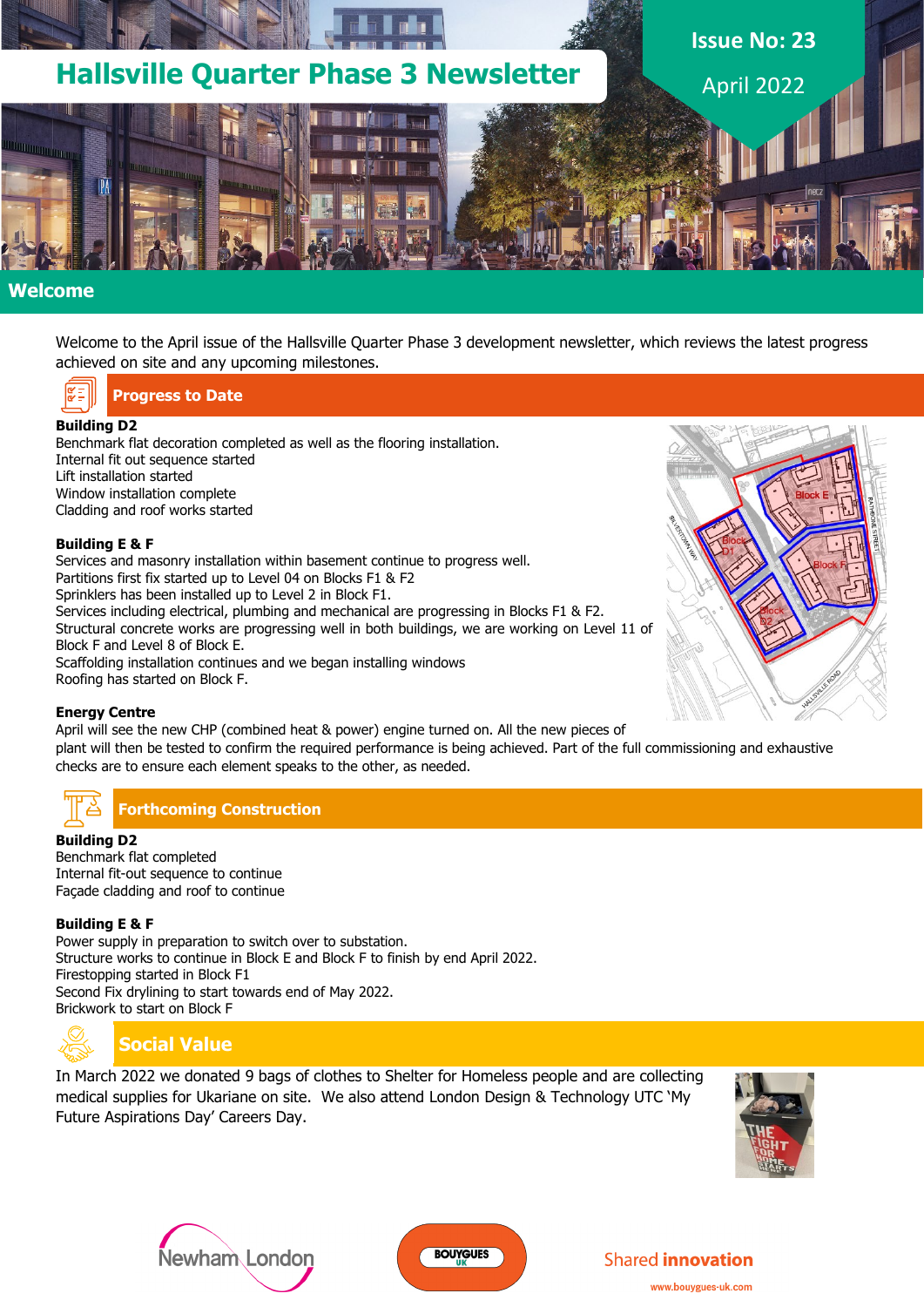# Hallsville Quarter Phase 3 Newsletter

**Issue No: 23**

April 2022

## Welcome

Welcome to the April issue of the Hallsville Quarter Phase 3 development newsletter, which reviews the latest progress achieved on site and any upcoming milestones.

## Progress to Date

**Building D2**

Benchmark flat decoration completed as well as the flooring installation.
Internal fit out sequence started
Lift installation started
Window installation complete
Cladding and roof works started

**Building E & F**

Services and masonry installation within basement continue to progress well.
Partitions first fix started up to Level 04 on Blocks F1 & F2
Sprinklers has been installed up to Level 2 in Block F1.
Services including electrical, plumbing and mechanical are progressing in Blocks F1 & F2.
Structural concrete works are progressing well in both buildings, we are working on Level 11 of Block F and Level 8 of Block E.
Scaffolding installation continues and we began installing windows
Roofing has started on Block F.

**Energy Centre**

April will see the new CHP (combined heat & power) engine turned on. All the new pieces of plant will then be tested to confirm the required performance is being achieved. Part of the full commissioning and exhaustive checks are to ensure each element speaks to the other, as needed.

## Forthcoming Construction

**Building D2**

Benchmark flat completed
Internal fit-out sequence to continue
Façade cladding and roof to continue

**Building E & F**

Power supply in preparation to switch over to substation.
Structure works to continue in Block E and Block F to finish by end April 2022.
Firestopping started in Block F1
Second Fix drylining to start towards end of May 2022.
Brickwork to start on Block F

## Social Value

In March 2022 we donated 9 bags of clothes to Shelter for Homeless people and are collecting medical supplies for Ukariane on site. We also attend London Design & Technology UTC 'My Future Aspirations Day' Careers Day.

Newham London | BOUYGUES UK | Shared innovation

www.bouygues-uk.com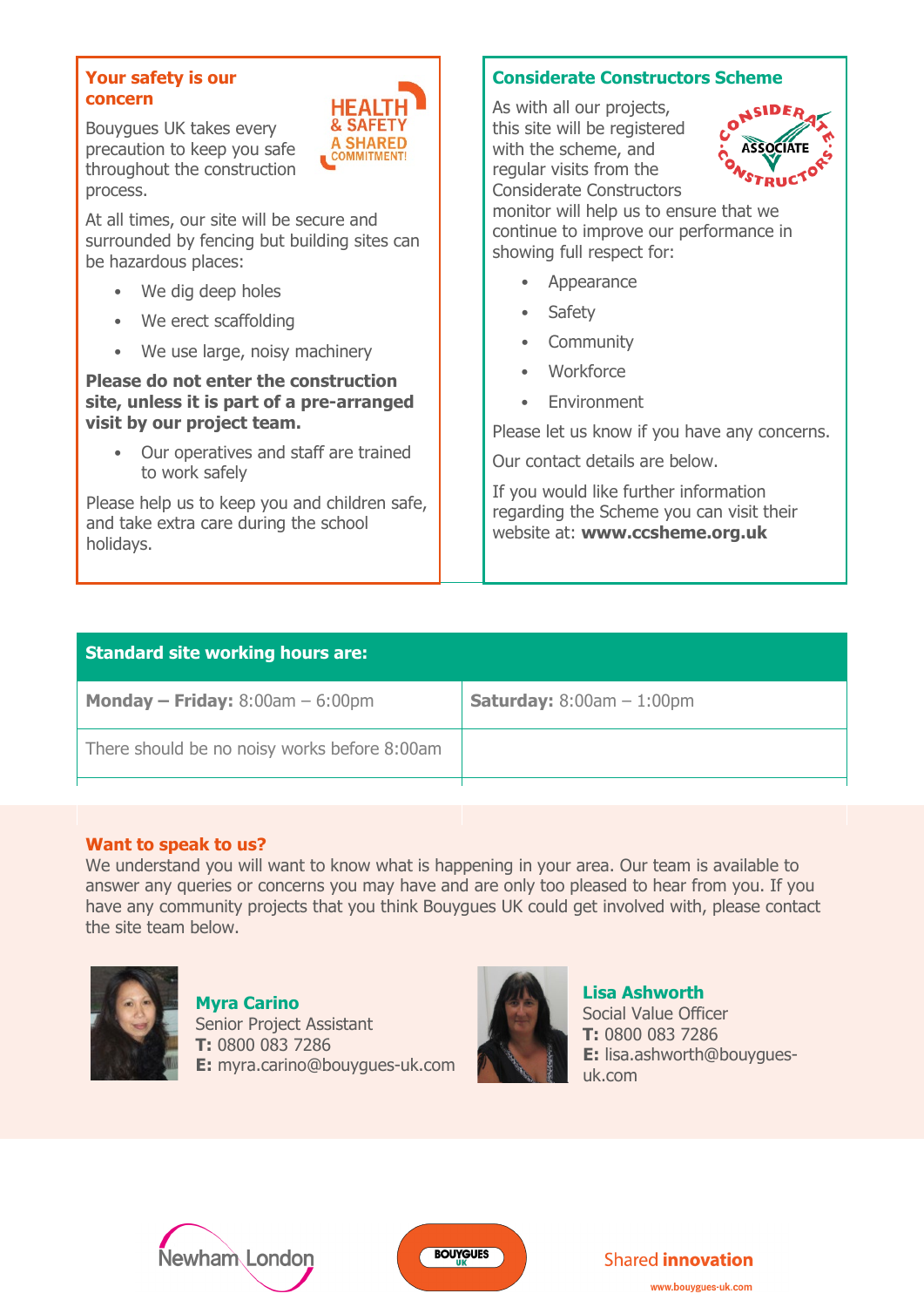## Your safety is our concern

HEALTH & SAFETY A SHARED COMMITMENT!

Bouygues UK takes every precaution to keep you safe throughout the construction process.

At all times, our site will be secure and surrounded by fencing but building sites can be hazardous places:

- We dig deep holes
- We erect scaffolding
- We use large, noisy machinery

**Please do not enter the construction site, unless it is part of a pre-arranged visit by our project team.**

- Our operatives and staff are trained to work safely

Please help us to keep you and children safe, and take extra care during the school holidays.

## Considerate Constructors Scheme

As with all our projects, this site will be registered with the scheme, and regular visits from the Considerate Constructors monitor will help us to ensure that we continue to improve our performance in showing full respect for:

- Appearance
- Safety
- Community
- Workforce
- Environment

Please let us know if you have any concerns.

Our contact details are below.

If you would like further information regarding the Scheme you can visit their website at: **www.ccsheme.org.uk**

| Standard site working hours are: | |
|---|---|
| **Monday – Friday:** 8:00am – 6:00pm | **Saturday:** 8:00am – 1:00pm |
| There should be no noisy works before 8:00am | |

## Want to speak to us?

We understand you will want to know what is happening in your area. Our team is available to answer any queries or concerns you may have and are only too pleased to hear from you. If you have any community projects that you think Bouygues UK could get involved with, please contact the site team below.

**Myra Carino**
Senior Project Assistant
**T:** 0800 083 7286
**E:** myra.carino@bouygues-uk.com

**Lisa Ashworth**
Social Value Officer
**T:** 0800 083 7286
**E:** lisa.ashworth@bouygues-uk.com

Newham London

BOUYGUES UK

Shared **innovation**

www.bouygues-uk.com